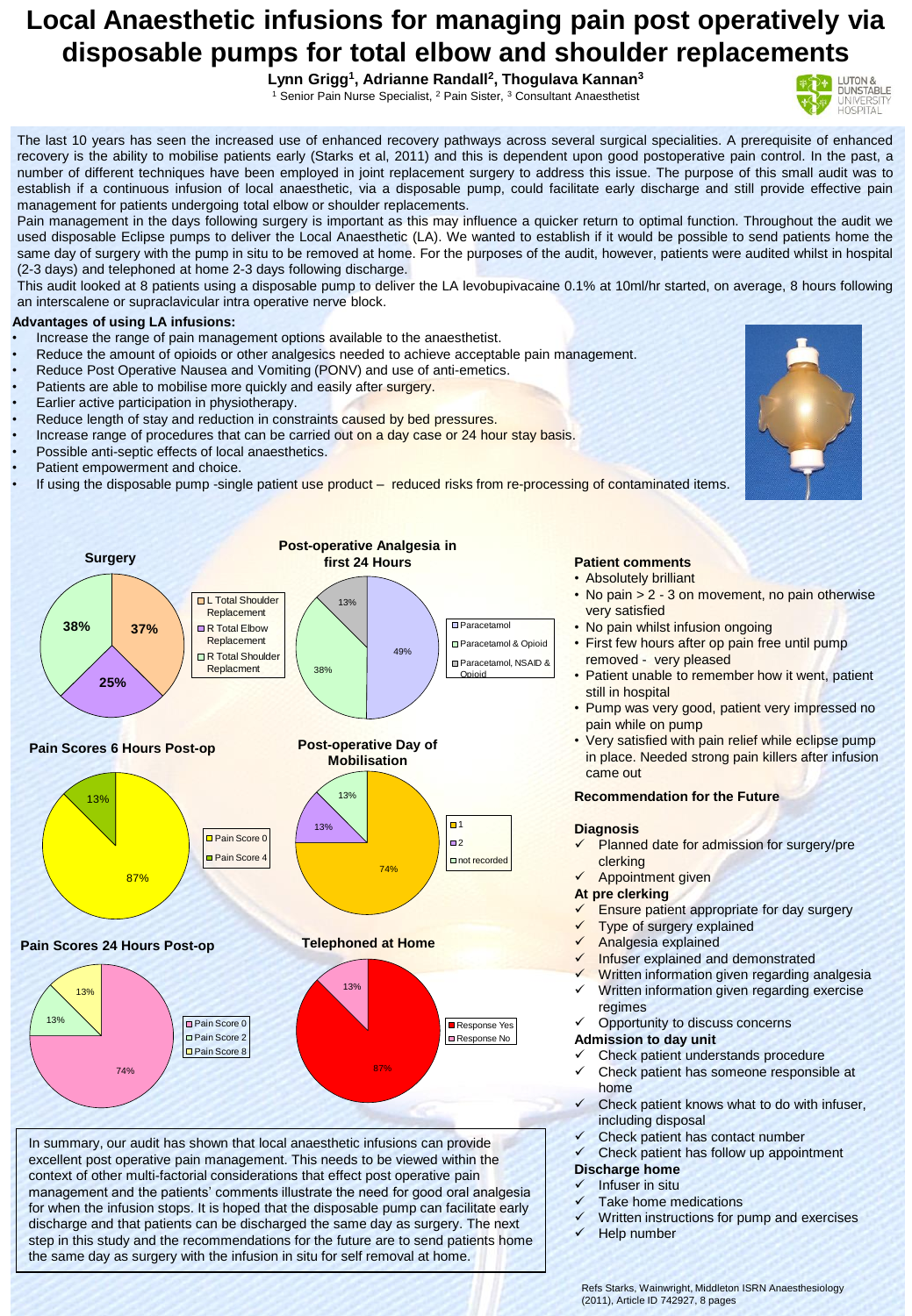# Local Anaesthetic infusions for managing pain post operatively via disposable pumps for total elbow and shoulder replacements

**Lynn Grigg[1], Adrianne Randall[2], Thogulava Kannan[3]**

[1] Senior Pain Nurse Specialist, [2] Pain Sister, [3] Consultant Anaesthetist

LUTON & DUNSTABLE UNIVERSITY HOSPITAL

The last 10 years has seen the increased use of enhanced recovery pathways across several surgical specialities. A prerequisite of enhanced recovery is the ability to mobilise patients early (Starks et al, 2011) and this is dependent upon good postoperative pain control. In the past, a number of different techniques have been employed in joint replacement surgery to address this issue. The purpose of this small audit was to establish if a continuous infusion of local anaesthetic, via a disposable pump, could facilitate early discharge and still provide effective pain management for patients undergoing total elbow or shoulder replacements.

Pain management in the days following surgery is important as this may influence a quicker return to optimal function. Throughout the audit we used disposable Eclipse pumps to deliver the Local Anaesthetic (LA). We wanted to establish if it would be possible to send patients home the same day of surgery with the pump in situ to be removed at home. For the purposes of the audit, however, patients were audited whilst in hospital (2-3 days) and telephoned at home 2-3 days following discharge.

This audit looked at 8 patients using a disposable pump to deliver the LA levobupivacaine 0.1% at 10ml/hr started, on average, 8 hours following an interscalene or supraclavicular intra operative nerve block.

**Advantages of using LA infusions:**

- Increase the range of pain management options available to the anaesthetist.
- Reduce the amount of opioids or other analgesics needed to achieve acceptable pain management.
- Reduce Post Operative Nausea and Vomiting (PONV) and use of anti-emetics.
- Patients are able to mobilise more quickly and easily after surgery.
- Earlier active participation in physiotherapy.
- Reduce length of stay and reduction in constraints caused by bed pressures.
- Increase range of procedures that can be carried out on a day case or 24 hour stay basis.
- Possible anti-septic effects of local anaesthetics.
- Patient empowerment and choice.
- If using the disposable pump -single patient use product – reduced risks from re-processing of contaminated items.

**Surgery**

| Category | % |
|---|---|
| L Total Shoulder Replacement | 37% |
| R Total Elbow Replacement | 25% |
| R Total Shoulder Replacment | 38% |

**Post-operative Analgesia in first 24 Hours**

| Category | % |
|---|---|
| Paracetamol | 49% |
| Paracetamol & Opioid | 38% |
| Paracetamol, NSAID & Opioid | 13% |

**Pain Scores 6 Hours Post-op**

| Category | % |
|---|---|
| Pain Score 0 | 87% |
| Pain Score 4 | 13% |

**Post-operative Day of Mobilisation**

| Category | % |
|---|---|
| 1 | 74% |
| 2 | 13% |
| not recorded | 13% |

**Pain Scores 24 Hours Post-op**

| Category | % |
|---|---|
| Pain Score 0 | 74% |
| Pain Score 2 | 13% |
| Pain Score 8 | 13% |

**Telephoned at Home**

| Category | % |
|---|---|
| Response Yes | 87% |
| Response No | 13% |

In summary, our audit has shown that local anaesthetic infusions can provide excellent post operative pain management. This needs to be viewed within the context of other multi-factorial considerations that effect post operative pain management and the patients' comments illustrate the need for good oral analgesia for when the infusion stops. It is hoped that the disposable pump can facilitate early discharge and that patients can be discharged the same day as surgery. The next step in this study and the recommendations for the future are to send patients home the same day as surgery with the infusion in situ for self removal at home.

**Patient comments**

- Absolutely brilliant
- No pain > 2 - 3 on movement, no pain otherwise very satisfied
- No pain whilst infusion ongoing
- First few hours after op pain free until pump removed - very pleased
- Patient unable to remember how it went, patient still in hospital
- Pump was very good, patient very impressed no pain while on pump
- Very satisfied with pain relief while eclipse pump in place. Needed strong pain killers after infusion came out

**Recommendation for the Future**

**Diagnosis**

- ✓ Planned date for admission for surgery/pre clerking
- ✓ Appointment given

**At pre clerking**

- ✓ Ensure patient appropriate for day surgery
- ✓ Type of surgery explained
- ✓ Analgesia explained
- ✓ Infuser explained and demonstrated
- ✓ Written information given regarding analgesia
- ✓ Written information given regarding exercise regimes
- ✓ Opportunity to discuss concerns

**Admission to day unit**

- ✓ Check patient understands procedure
- ✓ Check patient has someone responsible at home
- ✓ Check patient knows what to do with infuser, including disposal
- ✓ Check patient has contact number
- ✓ Check patient has follow up appointment

**Discharge home**

- ✓ Infuser in situ
- ✓ Take home medications
- ✓ Written instructions for pump and exercises
- ✓ Help number

Refs Starks, Wainwright, Middleton ISRN Anaesthesiology (2011), Article ID 742927, 8 pages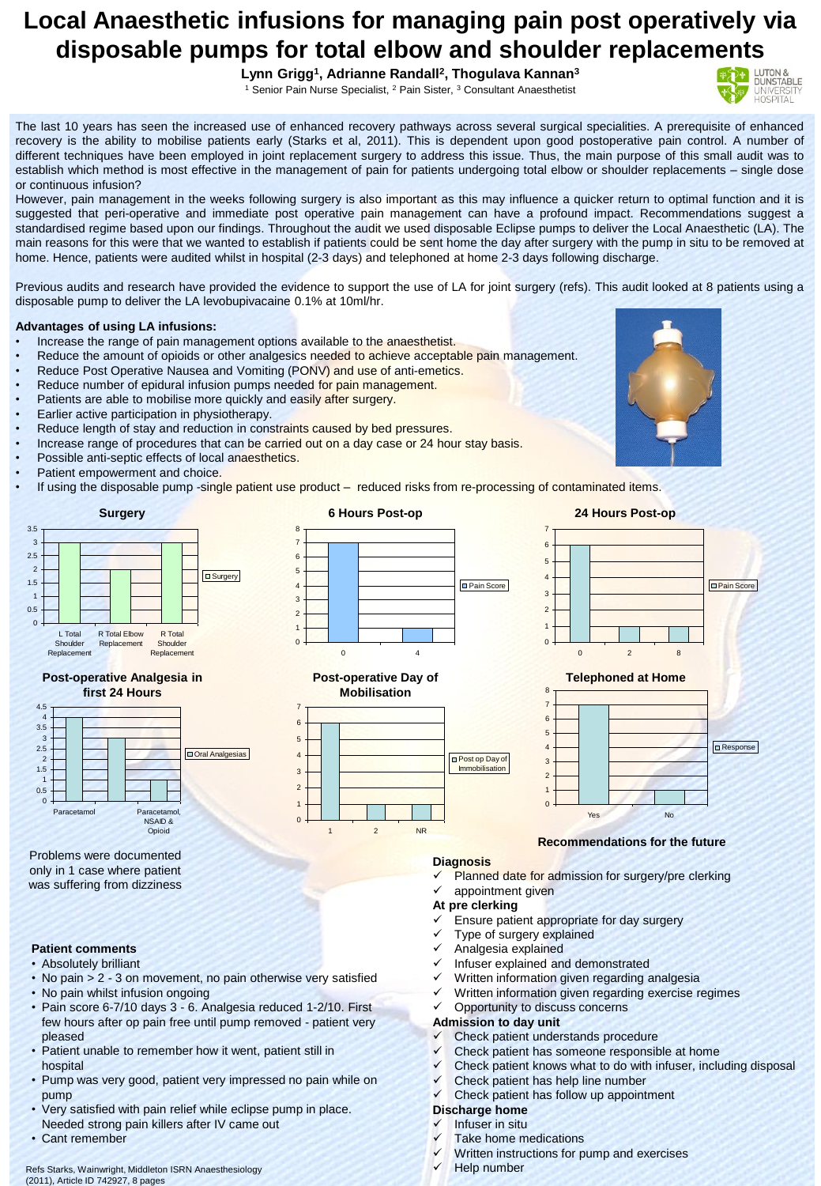# Local Anaesthetic infusions for managing pain post operatively via disposable pumps for total elbow and shoulder replacements

**Lynn Grigg[1], Adrianne Randall[2], Thogulava Kannan[3]**

[1] Senior Pain Nurse Specialist, [2] Pain Sister, [3] Consultant Anaesthetist

LUTON & DUNSTABLE UNIVERSITY HOSPITAL

The last 10 years has seen the increased use of enhanced recovery pathways across several surgical specialities. A prerequisite of enhanced recovery is the ability to mobilise patients early (Starks et al, 2011). This is dependent upon good postoperative pain control. A number of different techniques have been employed in joint replacement surgery to address this issue. Thus, the main purpose of this small audit was to establish which method is most effective in the management of pain for patients undergoing total elbow or shoulder replacements – single dose or continuous infusion?

However, pain management in the weeks following surgery is also important as this may influence a quicker return to optimal function and it is suggested that peri-operative and immediate post operative pain management can have a profound impact. Recommendations suggest a standardised regime based upon our findings. Throughout the audit we used disposable Eclipse pumps to deliver the Local Anaesthetic (LA). The main reasons for this were that we wanted to establish if patients could be sent home the day after surgery with the pump in situ to be removed at home. Hence, patients were audited whilst in hospital (2-3 days) and telephoned at home 2-3 days following discharge.

Previous audits and research have provided the evidence to support the use of LA for joint surgery (refs). This audit looked at 8 patients using a disposable pump to deliver the LA levobupivacaine 0.1% at 10ml/hr.

**Advantages of using LA infusions:**

- Increase the range of pain management options available to the anaesthetist.
- Reduce the amount of opioids or other analgesics needed to achieve acceptable pain management.
- Reduce Post Operative Nausea and Vomiting (PONV) and use of anti-emetics.
- Reduce number of epidural infusion pumps needed for pain management.
- Patients are able to mobilise more quickly and easily after surgery.
- Earlier active participation in physiotherapy.
- Reduce length of stay and reduction in constraints caused by bed pressures.
- Increase range of procedures that can be carried out on a day case or 24 hour stay basis.
- Possible anti-septic effects of local anaesthetics.
- Patient empowerment and choice.
- If using the disposable pump -single patient use product – reduced risks from re-processing of contaminated items.

**Surgery**

0, 0.5, 1, 1.5, 2, 2.5, 3, 3.5

L Total Shoulder Replacement; R Total Elbow Replacement; R Total Shoulder Replacement

Surgery

**6 Hours Post-op**

0, 1, 2, 3, 4, 5, 6, 7, 8

0; 4

Pain Score

**24 Hours Post-op**

0, 1, 2, 3, 4, 5, 6, 7

0; 2; 8

Pain Score

**Post-operative Analgesia in first 24 Hours**

0, 0.5, 1, 1.5, 2, 2.5, 3, 3.5, 4, 4.5

Paracetamol; Paracetamol, NSAID & Opioid

Oral Analgesias

**Post-operative Day of Mobilisation**

0, 1, 2, 3, 4, 5, 6, 7

1; 2; NR

Post op Day of Immobilisation

**Telephoned at Home**

0, 1, 2, 3, 4, 5, 6, 7, 8

Yes; No

Response

Problems were documented only in 1 case where patient was suffering from dizziness

**Patient comments**

- Absolutely brilliant
- No pain > 2 - 3 on movement, no pain otherwise very satisfied
- No pain whilst infusion ongoing
- Pain score 6-7/10 days 3 - 6. Analgesia reduced 1-2/10. First few hours after op pain free until pump removed - patient very pleased
- Patient unable to remember how it went, patient still in hospital
- Pump was very good, patient very impressed no pain while on pump
- Very satisfied with pain relief while eclipse pump in place. Needed strong pain killers after IV came out
- Cant remember

**Recommendations for the future**

**Diagnosis**

- ✓ Planned date for admission for surgery/pre clerking
- ✓ appointment given

**At pre clerking**

- ✓ Ensure patient appropriate for day surgery
- ✓ Type of surgery explained
- ✓ Analgesia explained
- ✓ Infuser explained and demonstrated
- ✓ Written information given regarding analgesia
- ✓ Written information given regarding exercise regimes
- ✓ Opportunity to discuss concerns

**Admission to day unit**

- ✓ Check patient understands procedure
- ✓ Check patient has someone responsible at home
- ✓ Check patient knows what to do with infuser, including disposal
- ✓ Check patient has help line number
- ✓ Check patient has follow up appointment

**Discharge home**

- ✓ Infuser in situ
- ✓ Take home medications
- ✓ Written instructions for pump and exercises
- ✓ Help number

Refs Starks, Wainwright, Middleton ISRN Anaesthesiology (2011), Article ID 742927, 8 pages